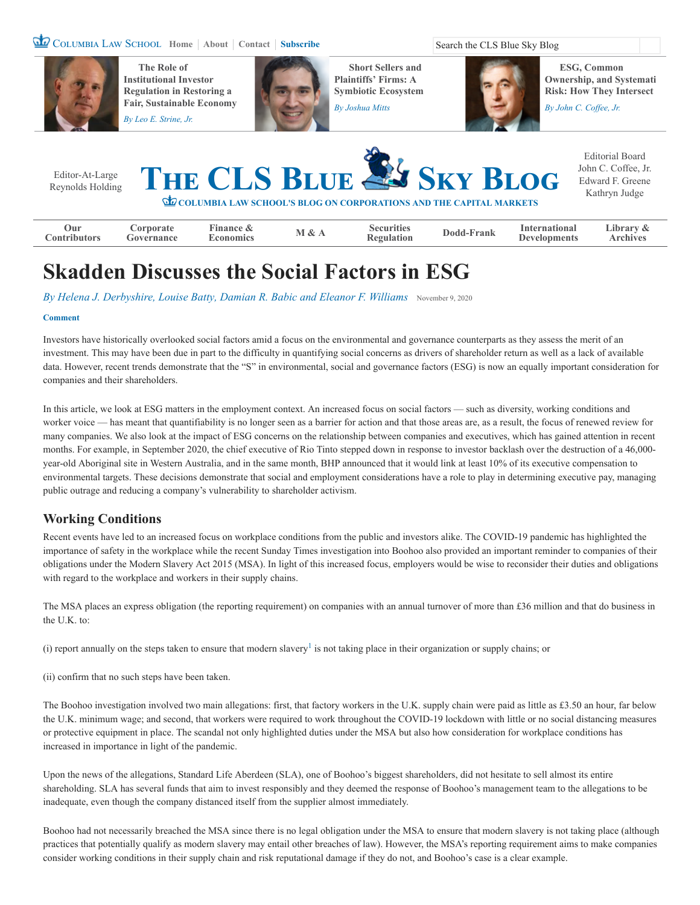# Skadden Discusses the Social Factors in ESG

*By Helena J. Derbyshire, Louise Batty, Damian R. Babic and Eleanor F. Williams* November 9, 2020

Investors have historically overlooked social factors amid a focus on the environmental and governance counterparts as they assess the merit of an investment. This may have been due in part to the difficulty in quantifying social concerns as drivers of shareholder return as well as a lack of available data. However, recent trends demonstrate that the "S" in environmental, social and governance factors (ESG) is now an equally important consideration for companies and their shareholders.

In this article, we look at ESG matters in the employment context. An increased focus on social factors — such as diversity, working conditions and worker voice — has meant that quantifiability is no longer seen as a barrier for action and that those areas are, as a result, the focus of renewed review for many companies. We also look at the impact of ESG concerns on the relationship between companies and executives, which has gained attention in recent months. For example, in September 2020, the chief executive of Rio Tinto stepped down in response to investor backlash over the destruction of a 46,000-year-old Aboriginal site in Western Australia, and in the same month, BHP announced that it would link at least 10% of its executive compensation to environmental targets. These decisions demonstrate that social and employment considerations have a role to play in determining executive pay, managing public outrage and reducing a company's vulnerability to shareholder activism.

## Working Conditions

Recent events have led to an increased focus on workplace conditions from the public and investors alike. The COVID-19 pandemic has highlighted the importance of safety in the workplace while the recent Sunday Times investigation into Boohoo also provided an important reminder to companies of their obligations under the Modern Slavery Act 2015 (MSA). In light of this increased focus, employers would be wise to reconsider their duties and obligations with regard to the workplace and workers in their supply chains.

The MSA places an express obligation (the reporting requirement) on companies with an annual turnover of more than £36 million and that do business in the U.K. to:

(i) report annually on the steps taken to ensure that modern slavery[1] is not taking place in their organization or supply chains; or

(ii) confirm that no such steps have been taken.

The Boohoo investigation involved two main allegations: first, that factory workers in the U.K. supply chain were paid as little as £3.50 an hour, far below the U.K. minimum wage; and second, that workers were required to work throughout the COVID-19 lockdown with little or no social distancing measures or protective equipment in place. The scandal not only highlighted duties under the MSA but also how consideration for workplace conditions has increased in importance in light of the pandemic.

Upon the news of the allegations, Standard Life Aberdeen (SLA), one of Boohoo's biggest shareholders, did not hesitate to sell almost its entire shareholding. SLA has several funds that aim to invest responsibly and they deemed the response of Boohoo's management team to the allegations to be inadequate, even though the company distanced itself from the supplier almost immediately.

Boohoo had not necessarily breached the MSA since there is no legal obligation under the MSA to ensure that modern slavery is not taking place (although practices that potentially qualify as modern slavery may entail other breaches of law). However, the MSA's reporting requirement aims to make companies consider working conditions in their supply chain and risk reputational damage if they do not, and Boohoo's case is a clear example.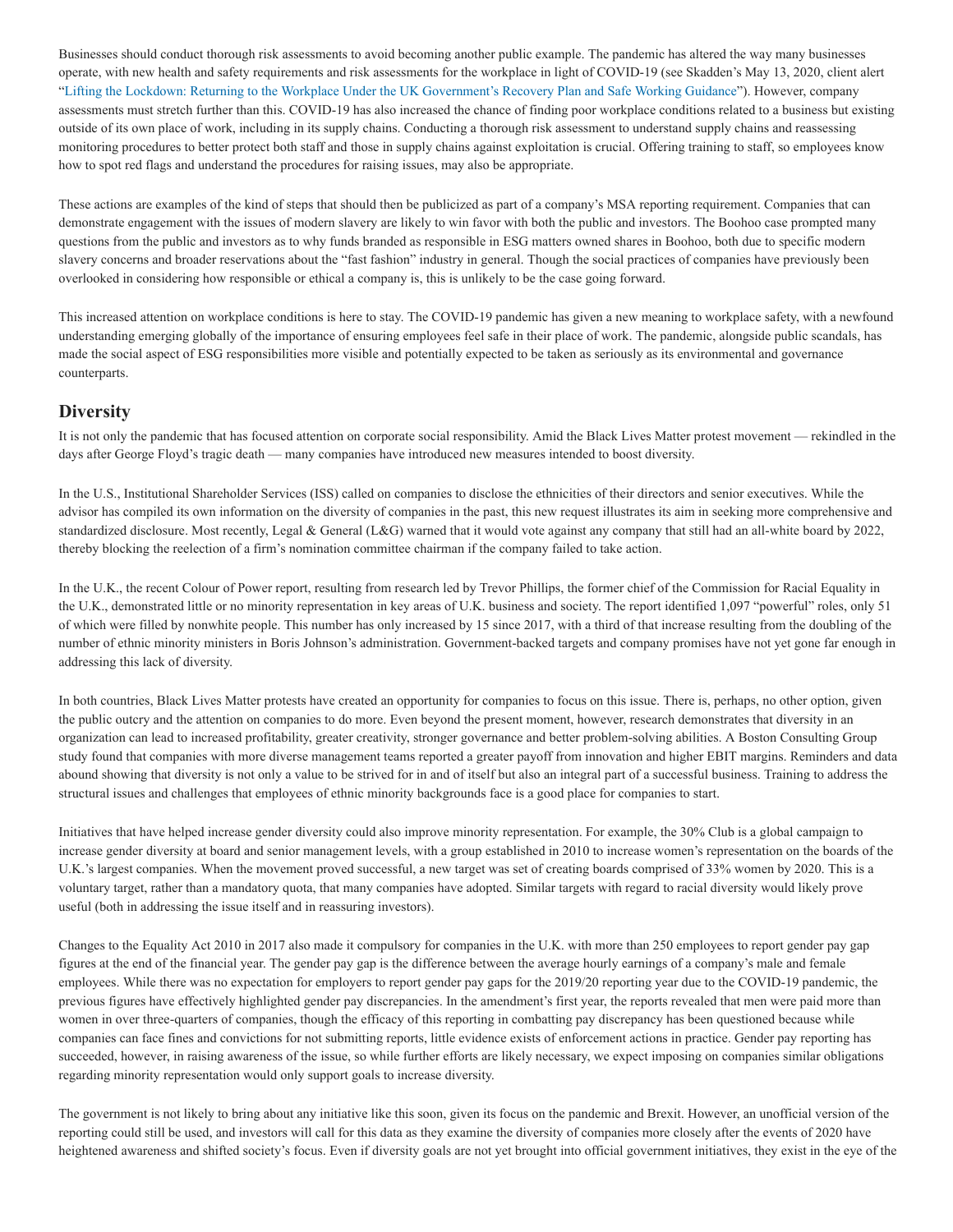Businesses should conduct thorough risk assessments to avoid becoming another public example. The pandemic has altered the way many businesses operate, with new health and safety requirements and risk assessments for the workplace in light of COVID-19 (see Skadden's May 13, 2020, client alert "Lifting the Lockdown: Returning to the Workplace Under the UK Government's Recovery Plan and Safe Working Guidance"). However, company assessments must stretch further than this. COVID-19 has also increased the chance of finding poor workplace conditions related to a business but existing outside of its own place of work, including in its supply chains. Conducting a thorough risk assessment to understand supply chains and reassessing monitoring procedures to better protect both staff and those in supply chains against exploitation is crucial. Offering training to staff, so employees know how to spot red flags and understand the procedures for raising issues, may also be appropriate.

These actions are examples of the kind of steps that should then be publicized as part of a company's MSA reporting requirement. Companies that can demonstrate engagement with the issues of modern slavery are likely to win favor with both the public and investors. The Boohoo case prompted many questions from the public and investors as to why funds branded as responsible in ESG matters owned shares in Boohoo, both due to specific modern slavery concerns and broader reservations about the "fast fashion" industry in general. Though the social practices of companies have previously been overlooked in considering how responsible or ethical a company is, this is unlikely to be the case going forward.

This increased attention on workplace conditions is here to stay. The COVID-19 pandemic has given a new meaning to workplace safety, with a newfound understanding emerging globally of the importance of ensuring employees feel safe in their place of work. The pandemic, alongside public scandals, has made the social aspect of ESG responsibilities more visible and potentially expected to be taken as seriously as its environmental and governance counterparts.

## Diversity

It is not only the pandemic that has focused attention on corporate social responsibility. Amid the Black Lives Matter protest movement — rekindled in the days after George Floyd's tragic death — many companies have introduced new measures intended to boost diversity.

In the U.S., Institutional Shareholder Services (ISS) called on companies to disclose the ethnicities of their directors and senior executives. While the advisor has compiled its own information on the diversity of companies in the past, this new request illustrates its aim in seeking more comprehensive and standardized disclosure. Most recently, Legal & General (L&G) warned that it would vote against any company that still had an all-white board by 2022, thereby blocking the reelection of a firm's nomination committee chairman if the company failed to take action.

In the U.K., the recent Colour of Power report, resulting from research led by Trevor Phillips, the former chief of the Commission for Racial Equality in the U.K., demonstrated little or no minority representation in key areas of U.K. business and society. The report identified 1,097 "powerful" roles, only 51 of which were filled by nonwhite people. This number has only increased by 15 since 2017, with a third of that increase resulting from the doubling of the number of ethnic minority ministers in Boris Johnson's administration. Government-backed targets and company promises have not yet gone far enough in addressing this lack of diversity.

In both countries, Black Lives Matter protests have created an opportunity for companies to focus on this issue. There is, perhaps, no other option, given the public outcry and the attention on companies to do more. Even beyond the present moment, however, research demonstrates that diversity in an organization can lead to increased profitability, greater creativity, stronger governance and better problem-solving abilities. A Boston Consulting Group study found that companies with more diverse management teams reported a greater payoff from innovation and higher EBIT margins. Reminders and data abound showing that diversity is not only a value to be strived for in and of itself but also an integral part of a successful business. Training to address the structural issues and challenges that employees of ethnic minority backgrounds face is a good place for companies to start.

Initiatives that have helped increase gender diversity could also improve minority representation. For example, the 30% Club is a global campaign to increase gender diversity at board and senior management levels, with a group established in 2010 to increase women's representation on the boards of the U.K.'s largest companies. When the movement proved successful, a new target was set of creating boards comprised of 33% women by 2020. This is a voluntary target, rather than a mandatory quota, that many companies have adopted. Similar targets with regard to racial diversity would likely prove useful (both in addressing the issue itself and in reassuring investors).

Changes to the Equality Act 2010 in 2017 also made it compulsory for companies in the U.K. with more than 250 employees to report gender pay gap figures at the end of the financial year. The gender pay gap is the difference between the average hourly earnings of a company's male and female employees. While there was no expectation for employers to report gender pay gaps for the 2019/20 reporting year due to the COVID-19 pandemic, the previous figures have effectively highlighted gender pay discrepancies. In the amendment's first year, the reports revealed that men were paid more than women in over three-quarters of companies, though the efficacy of this reporting in combatting pay discrepancy has been questioned because while companies can face fines and convictions for not submitting reports, little evidence exists of enforcement actions in practice. Gender pay reporting has succeeded, however, in raising awareness of the issue, so while further efforts are likely necessary, we expect imposing on companies similar obligations regarding minority representation would only support goals to increase diversity.

The government is not likely to bring about any initiative like this soon, given its focus on the pandemic and Brexit. However, an unofficial version of the reporting could still be used, and investors will call for this data as they examine the diversity of companies more closely after the events of 2020 have heightened awareness and shifted society's focus. Even if diversity goals are not yet brought into official government initiatives, they exist in the eye of the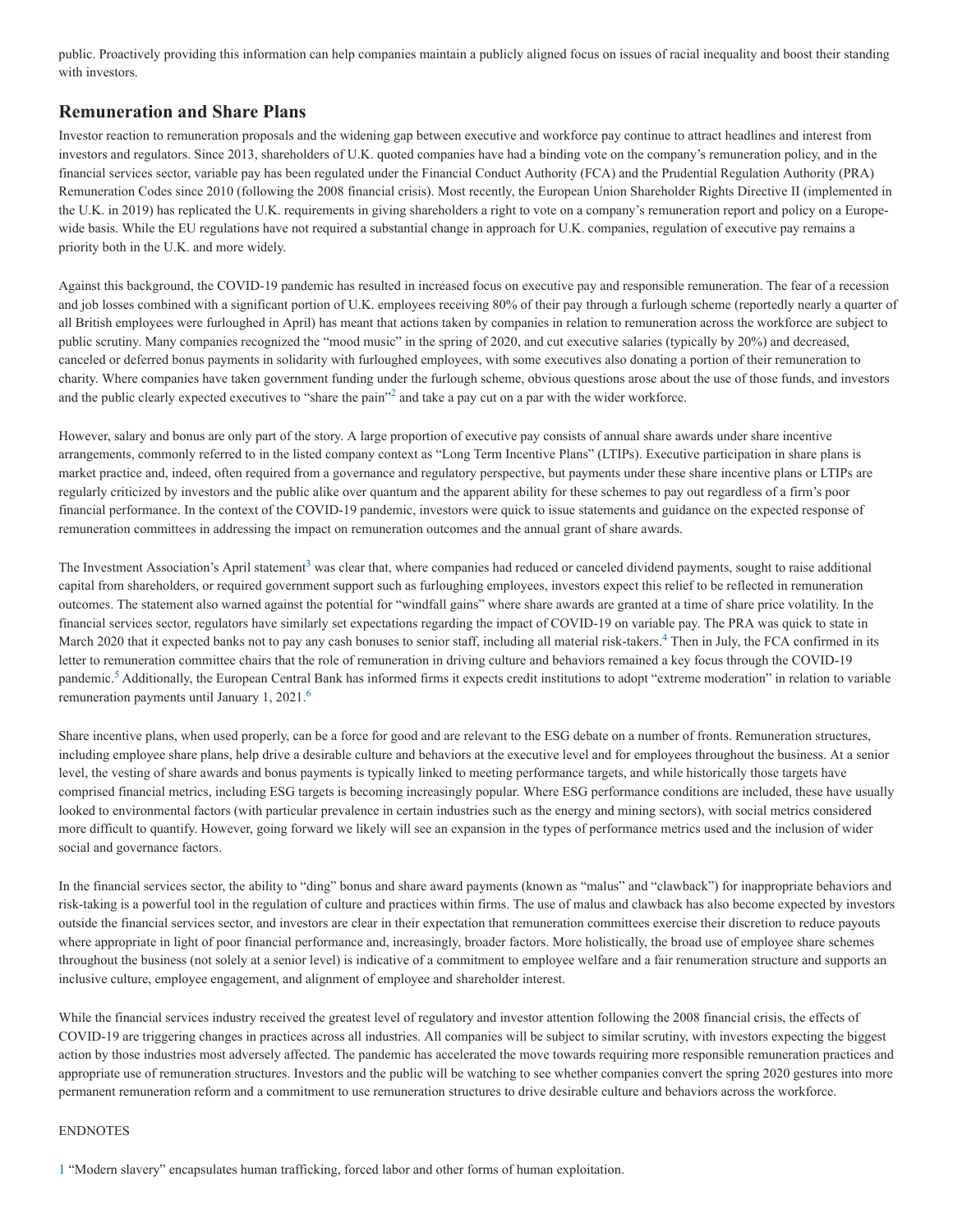public. Proactively providing this information can help companies maintain a publicly aligned focus on issues of racial inequality and boost their standing with investors.

## Remuneration and Share Plans

Investor reaction to remuneration proposals and the widening gap between executive and workforce pay continue to attract headlines and interest from investors and regulators. Since 2013, shareholders of U.K. quoted companies have had a binding vote on the company's remuneration policy, and in the financial services sector, variable pay has been regulated under the Financial Conduct Authority (FCA) and the Prudential Regulation Authority (PRA) Remuneration Codes since 2010 (following the 2008 financial crisis). Most recently, the European Union Shareholder Rights Directive II (implemented in the U.K. in 2019) has replicated the U.K. requirements in giving shareholders a right to vote on a company's remuneration report and policy on a Europe-wide basis. While the EU regulations have not required a substantial change in approach for U.K. companies, regulation of executive pay remains a priority both in the U.K. and more widely.

Against this background, the COVID-19 pandemic has resulted in increased focus on executive pay and responsible remuneration. The fear of a recession and job losses combined with a significant portion of U.K. employees receiving 80% of their pay through a furlough scheme (reportedly nearly a quarter of all British employees were furloughed in April) has meant that actions taken by companies in relation to remuneration across the workforce are subject to public scrutiny. Many companies recognized the "mood music" in the spring of 2020, and cut executive salaries (typically by 20%) and decreased, canceled or deferred bonus payments in solidarity with furloughed employees, with some executives also donating a portion of their remuneration to charity. Where companies have taken government funding under the furlough scheme, obvious questions arose about the use of those funds, and investors and the public clearly expected executives to "share the pain"[2] and take a pay cut on a par with the wider workforce.

However, salary and bonus are only part of the story. A large proportion of executive pay consists of annual share awards under share incentive arrangements, commonly referred to in the listed company context as "Long Term Incentive Plans" (LTIPs). Executive participation in share plans is market practice and, indeed, often required from a governance and regulatory perspective, but payments under these share incentive plans or LTIPs are regularly criticized by investors and the public alike over quantum and the apparent ability for these schemes to pay out regardless of a firm's poor financial performance. In the context of the COVID-19 pandemic, investors were quick to issue statements and guidance on the expected response of remuneration committees in addressing the impact on remuneration outcomes and the annual grant of share awards.

The Investment Association's April statement[3] was clear that, where companies had reduced or canceled dividend payments, sought to raise additional capital from shareholders, or required government support such as furloughing employees, investors expect this relief to be reflected in remuneration outcomes. The statement also warned against the potential for "windfall gains" where share awards are granted at a time of share price volatility. In the financial services sector, regulators have similarly set expectations regarding the impact of COVID-19 on variable pay. The PRA was quick to state in March 2020 that it expected banks not to pay any cash bonuses to senior staff, including all material risk-takers.[4] Then in July, the FCA confirmed in its letter to remuneration committee chairs that the role of remuneration in driving culture and behaviors remained a key focus through the COVID-19 pandemic.[5] Additionally, the European Central Bank has informed firms it expects credit institutions to adopt "extreme moderation" in relation to variable remuneration payments until January 1, 2021.[6]

Share incentive plans, when used properly, can be a force for good and are relevant to the ESG debate on a number of fronts. Remuneration structures, including employee share plans, help drive a desirable culture and behaviors at the executive level and for employees throughout the business. At a senior level, the vesting of share awards and bonus payments is typically linked to meeting performance targets, and while historically those targets have comprised financial metrics, including ESG targets is becoming increasingly popular. Where ESG performance conditions are included, these have usually looked to environmental factors (with particular prevalence in certain industries such as the energy and mining sectors), with social metrics considered more difficult to quantify. However, going forward we likely will see an expansion in the types of performance metrics used and the inclusion of wider social and governance factors.

In the financial services sector, the ability to "ding" bonus and share award payments (known as "malus" and "clawback") for inappropriate behaviors and risk-taking is a powerful tool in the regulation of culture and practices within firms. The use of malus and clawback has also become expected by investors outside the financial services sector, and investors are clear in their expectation that remuneration committees exercise their discretion to reduce payouts where appropriate in light of poor financial performance and, increasingly, broader factors. More holistically, the broad use of employee share schemes throughout the business (not solely at a senior level) is indicative of a commitment to employee welfare and a fair renumeration structure and supports an inclusive culture, employee engagement, and alignment of employee and shareholder interest.

While the financial services industry received the greatest level of regulatory and investor attention following the 2008 financial crisis, the effects of COVID-19 are triggering changes in practices across all industries. All companies will be subject to similar scrutiny, with investors expecting the biggest action by those industries most adversely affected. The pandemic has accelerated the move towards requiring more responsible remuneration practices and appropriate use of remuneration structures. Investors and the public will be watching to see whether companies convert the spring 2020 gestures into more permanent remuneration reform and a commitment to use remuneration structures to drive desirable culture and behaviors across the workforce.

ENDNOTES

1 "Modern slavery" encapsulates human trafficking, forced labor and other forms of human exploitation.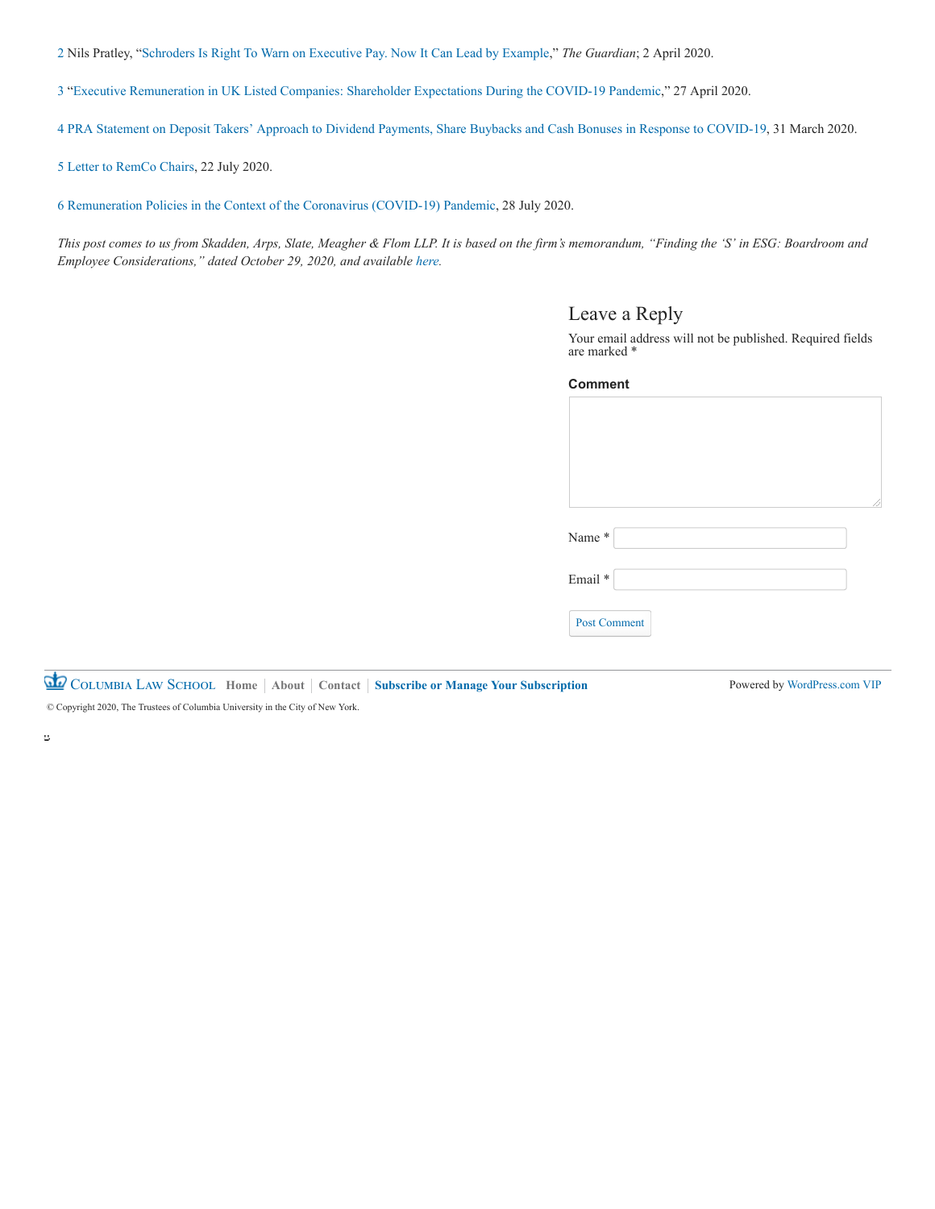2 Nils Pratley, “Schroders Is Right To Warn on Executive Pay. Now It Can Lead by Example,” *The Guardian*; 2 April 2020.

3 “Executive Remuneration in UK Listed Companies: Shareholder Expectations During the COVID-19 Pandemic,” 27 April 2020.

4 PRA Statement on Deposit Takers’ Approach to Dividend Payments, Share Buybacks and Cash Bonuses in Response to COVID-19, 31 March 2020.

5 Letter to RemCo Chairs, 22 July 2020.

6 Remuneration Policies in the Context of the Coronavirus (COVID-19) Pandemic, 28 July 2020.

*This post comes to us from Skadden, Arps, Slate, Meagher & Flom LLP. It is based on the firm’s memorandum, “Finding the ‘S’ in ESG: Boardroom and Employee Considerations,” dated October 29, 2020, and available here.*

## Leave a Reply

Your email address will not be published. Required fields are marked *

**Comment**

Name *

Email *

Post Comment

Columbia Law School | Home | About | Contact | **Subscribe or Manage Your Subscription**

Powered by WordPress.com VIP

© Copyright 2020, The Trustees of Columbia University in the City of New York.